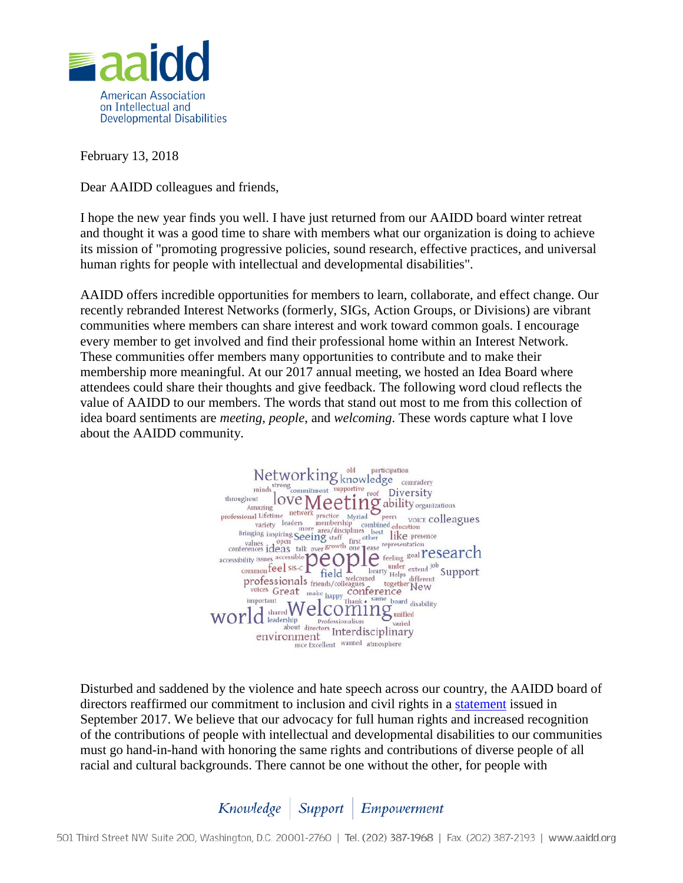February 13, 2018

Dear AAIDD colleagues and friends,

I hope the new year finds you well. I have just returned from our AAIDD board winter retreat and thought it was a good time to share with members what our organization is doing to achieve its mission of "promoting progressive policies, sound research, effective practices, and universal human rights for people with intellectual and developmental disabilities".

AAIDD offers incredible opportunities for members to learn, collaborate, and effect change. Our recently rebranded Interest Networks (formerly, SIGs, Action Groups, or Divisions) are vibrant communities where members can share interest and work toward common goals. I encourage every member to get involved and find their professional home within an Interest Network. These communities offer members many opportunities to contribute and to make their membership more meaningful. At our 2017 annual meeting, we hosted an Idea Board where attendees could share their thoughts and give feedback. The following word cloud reflects the value of AAIDD to our members. The words that stand out most to me from this collection of idea board sentiments are *meeting*, *people*, and *welcoming*. These words capture what I love about the AAIDD community.

Disturbed and saddened by the violence and hate speech across our country, the AAIDD board of directors reaffirmed our commitment to inclusion and civil rights in a statement issued in September 2017. We believe that our advocacy for full human rights and increased recognition of the contributions of people with intellectual and developmental disabilities to our communities must go hand-in-hand with honoring the same rights and contributions of diverse people of all racial and cultural backgrounds. There cannot be one without the other, for people with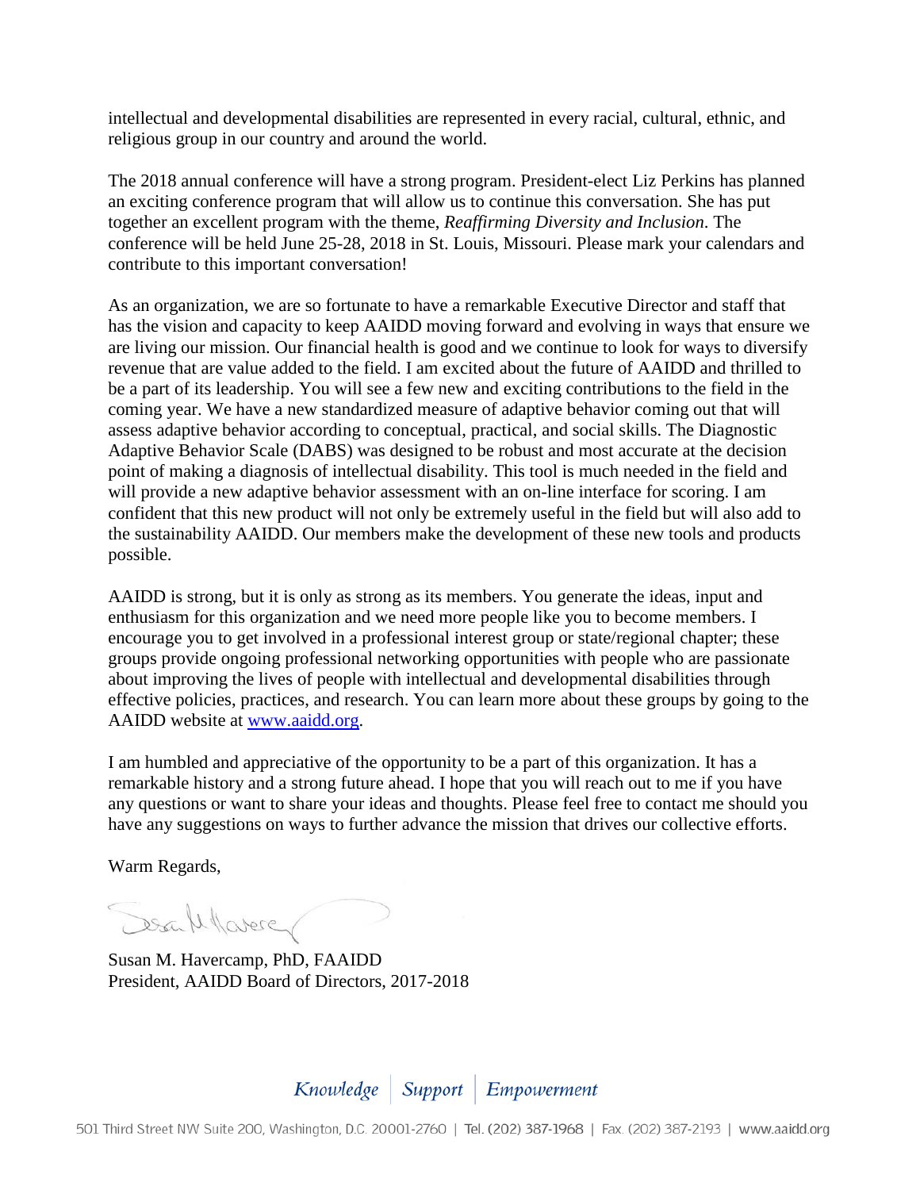intellectual and developmental disabilities are represented in every racial, cultural, ethnic, and religious group in our country and around the world.

The 2018 annual conference will have a strong program. President-elect Liz Perkins has planned an exciting conference program that will allow us to continue this conversation. She has put together an excellent program with the theme, *Reaffirming Diversity and Inclusion*. The conference will be held June 25-28, 2018 in St. Louis, Missouri. Please mark your calendars and contribute to this important conversation!

As an organization, we are so fortunate to have a remarkable Executive Director and staff that has the vision and capacity to keep AAIDD moving forward and evolving in ways that ensure we are living our mission. Our financial health is good and we continue to look for ways to diversify revenue that are value added to the field. I am excited about the future of AAIDD and thrilled to be a part of its leadership. You will see a few new and exciting contributions to the field in the coming year. We have a new standardized measure of adaptive behavior coming out that will assess adaptive behavior according to conceptual, practical, and social skills. The Diagnostic Adaptive Behavior Scale (DABS) was designed to be robust and most accurate at the decision point of making a diagnosis of intellectual disability. This tool is much needed in the field and will provide a new adaptive behavior assessment with an on-line interface for scoring. I am confident that this new product will not only be extremely useful in the field but will also add to the sustainability AAIDD. Our members make the development of these new tools and products possible.

AAIDD is strong, but it is only as strong as its members. You generate the ideas, input and enthusiasm for this organization and we need more people like you to become members. I encourage you to get involved in a professional interest group or state/regional chapter; these groups provide ongoing professional networking opportunities with people who are passionate about improving the lives of people with intellectual and developmental disabilities through effective policies, practices, and research. You can learn more about these groups by going to the AAIDD website at [www.aaidd.org](http://www.aaidd.org).

I am humbled and appreciative of the opportunity to be a part of this organization. It has a remarkable history and a strong future ahead. I hope that you will reach out to me if you have any questions or want to share your ideas and thoughts. Please feel free to contact me should you have any suggestions on ways to further advance the mission that drives our collective efforts.

Warm Regards,

Susan M. Havercamp, PhD, FAAIDD
President, AAIDD Board of Directors, 2017-2018

*Knowledge | Support | Empowerment*

501 Third Street NW Suite 200, Washington, D.C. 20001-2760 | Tel. (202) 387-1968 | Fax. (202) 387-2193 | www.aaidd.org